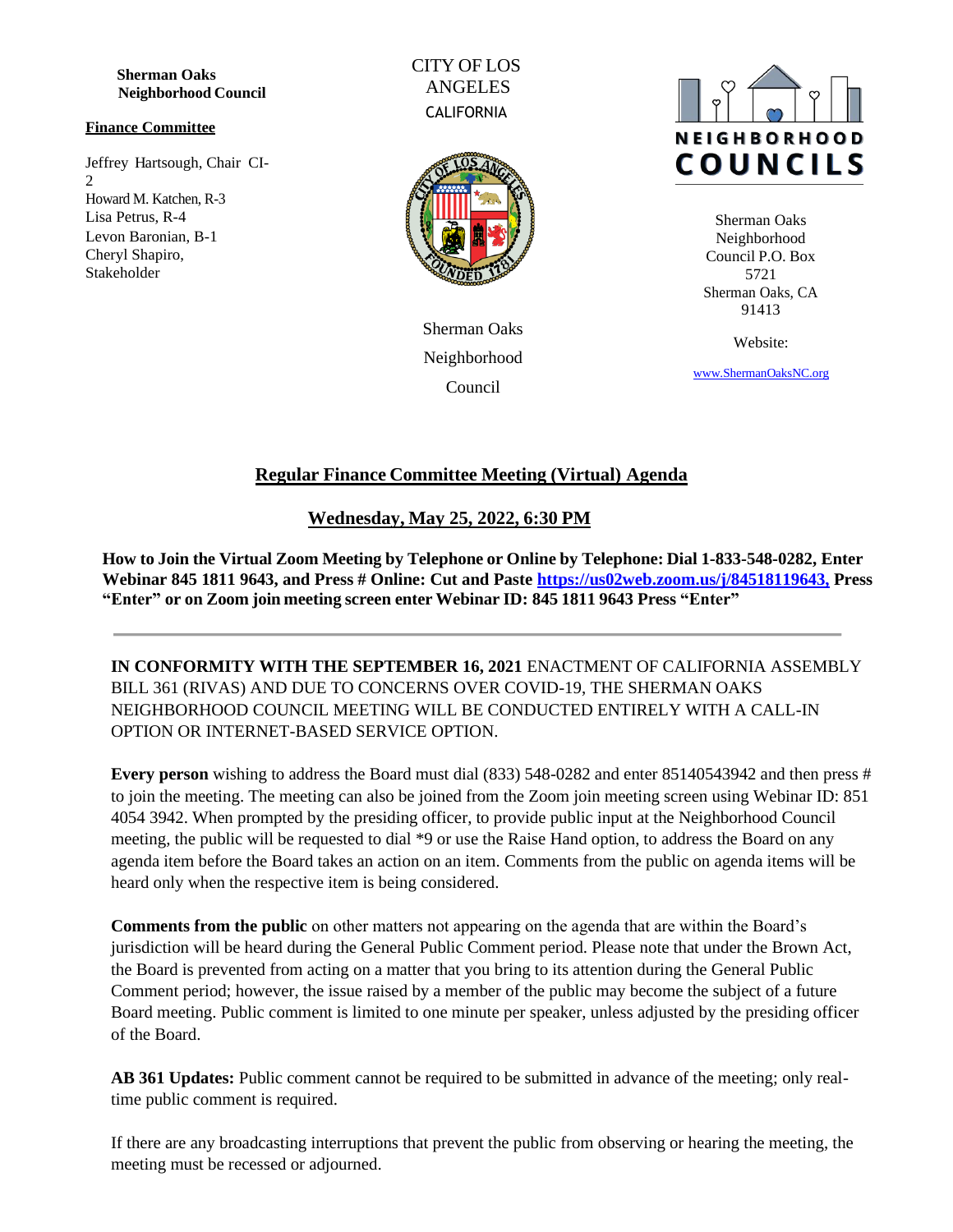**Sherman Oaks Neighborhood Council**

**Finance Committee**

Jeffrey Hartsough, Chair CI-2
Howard M. Katchen, R-3
Lisa Petrus, R-4
Levon Baronian, B-1
Cheryl Shapiro, Stakeholder

CITY OF LOS ANGELES
CALIFORNIA

Sherman Oaks Neighborhood Council

NEIGHBORHOOD COUNCILS

Sherman Oaks Neighborhood Council P.O. Box 5721
Sherman Oaks, CA 91413

Website:

www.ShermanOaksNC.org

## Regular Finance Committee Meeting (Virtual) Agenda

## Wednesday, May 25, 2022, 6:30 PM

**How to Join the Virtual Zoom Meeting by Telephone or Online by Telephone: Dial 1-833-548-0282, Enter Webinar 845 1811 9643, and Press # Online: Cut and Paste https://us02web.zoom.us/j/84518119643, Press "Enter" or on Zoom join meeting screen enter Webinar ID: 845 1811 9643 Press "Enter"**

---

**IN CONFORMITY WITH THE SEPTEMBER 16, 2021** ENACTMENT OF CALIFORNIA ASSEMBLY BILL 361 (RIVAS) AND DUE TO CONCERNS OVER COVID-19, THE SHERMAN OAKS NEIGHBORHOOD COUNCIL MEETING WILL BE CONDUCTED ENTIRELY WITH A CALL-IN OPTION OR INTERNET-BASED SERVICE OPTION.

**Every person** wishing to address the Board must dial (833) 548-0282 and enter 85140543942 and then press # to join the meeting. The meeting can also be joined from the Zoom join meeting screen using Webinar ID: 851 4054 3942. When prompted by the presiding officer, to provide public input at the Neighborhood Council meeting, the public will be requested to dial *9 or use the Raise Hand option, to address the Board on any agenda item before the Board takes an action on an item. Comments from the public on agenda items will be heard only when the respective item is being considered.

**Comments from the public** on other matters not appearing on the agenda that are within the Board's jurisdiction will be heard during the General Public Comment period. Please note that under the Brown Act, the Board is prevented from acting on a matter that you bring to its attention during the General Public Comment period; however, the issue raised by a member of the public may become the subject of a future Board meeting. Public comment is limited to one minute per speaker, unless adjusted by the presiding officer of the Board.

**AB 361 Updates:** Public comment cannot be required to be submitted in advance of the meeting; only real-time public comment is required.

If there are any broadcasting interruptions that prevent the public from observing or hearing the meeting, the meeting must be recessed or adjourned.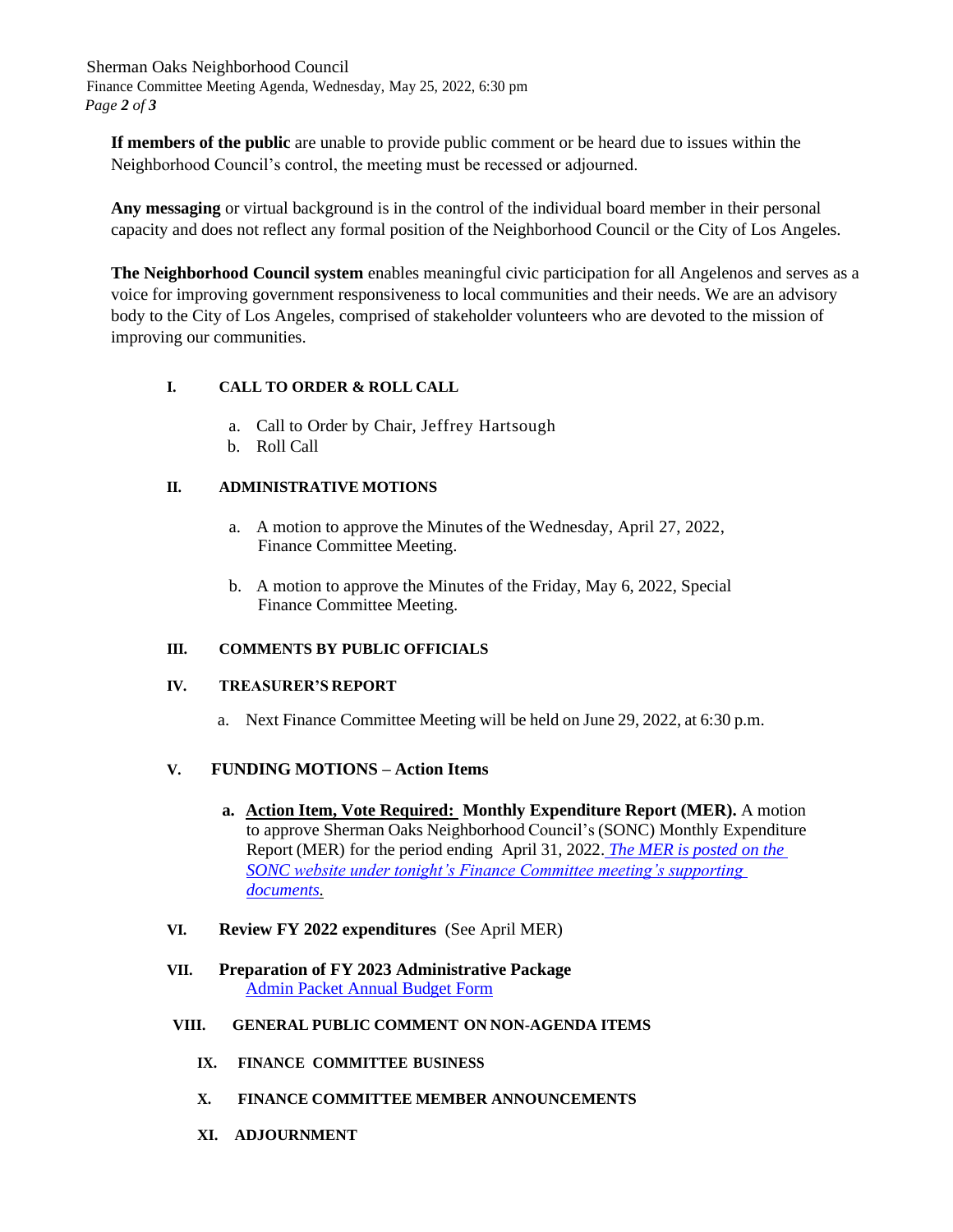**If members of the public** are unable to provide public comment or be heard due to issues within the Neighborhood Council's control, the meeting must be recessed or adjourned.

**Any messaging** or virtual background is in the control of the individual board member in their personal capacity and does not reflect any formal position of the Neighborhood Council or the City of Los Angeles.

**The Neighborhood Council system** enables meaningful civic participation for all Angelenos and serves as a voice for improving government responsiveness to local communities and their needs. We are an advisory body to the City of Los Angeles, comprised of stakeholder volunteers who are devoted to the mission of improving our communities.

## I. CALL TO ORDER & ROLL CALL

a. Call to Order by Chair, Jeffrey Hartsough
b. Roll Call

## II. ADMINISTRATIVE MOTIONS

a. A motion to approve the Minutes of the Wednesday, April 27, 2022, Finance Committee Meeting.

b. A motion to approve the Minutes of the Friday, May 6, 2022, Special Finance Committee Meeting.

## III. COMMENTS BY PUBLIC OFFICIALS

## IV. TREASURER'S REPORT

a. Next Finance Committee Meeting will be held on June 29, 2022, at 6:30 p.m.

## V. FUNDING MOTIONS – Action Items

**a. Action Item, Vote Required: Monthly Expenditure Report (MER).** A motion to approve Sherman Oaks Neighborhood Council's (SONC) Monthly Expenditure Report (MER) for the period ending April 31, 2022. *The MER is posted on the SONC website under tonight's Finance Committee meeting's supporting documents.*

## VI. Review FY 2022 expenditures (See April MER)

## VII. Preparation of FY 2023 Administrative Package

Admin Packet Annual Budget Form

## VIII. GENERAL PUBLIC COMMENT ON NON-AGENDA ITEMS

## IX. FINANCE COMMITTEE BUSINESS

## X. FINANCE COMMITTEE MEMBER ANNOUNCEMENTS

## XI. ADJOURNMENT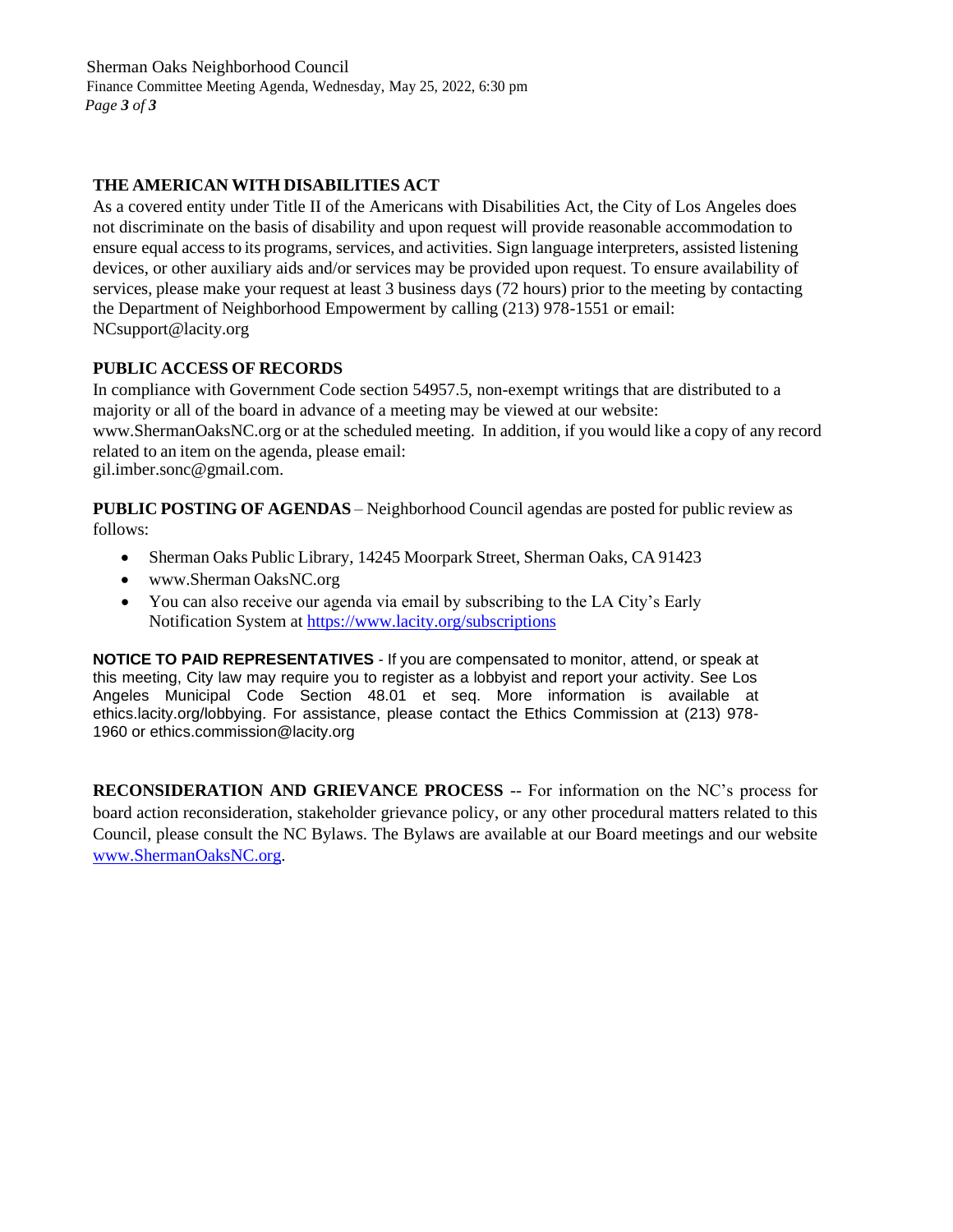**THE AMERICAN WITH DISABILITIES ACT**

As a covered entity under Title II of the Americans with Disabilities Act, the City of Los Angeles does not discriminate on the basis of disability and upon request will provide reasonable accommodation to ensure equal access to its programs, services, and activities. Sign language interpreters, assisted listening devices, or other auxiliary aids and/or services may be provided upon request. To ensure availability of services, please make your request at least 3 business days (72 hours) prior to the meeting by contacting the Department of Neighborhood Empowerment by calling (213) 978-1551 or email: NCsupport@lacity.org

**PUBLIC ACCESS OF RECORDS**

In compliance with Government Code section 54957.5, non-exempt writings that are distributed to a majority or all of the board in advance of a meeting may be viewed at our website: www.ShermanOaksNC.org or at the scheduled meeting. In addition, if you would like a copy of any record related to an item on the agenda, please email:
gil.imber.sonc@gmail.com.

**PUBLIC POSTING OF AGENDAS** – Neighborhood Council agendas are posted for public review as follows:

- Sherman Oaks Public Library, 14245 Moorpark Street, Sherman Oaks, CA 91423
- www.Sherman OaksNC.org
- You can also receive our agenda via email by subscribing to the LA City's Early Notification System at https://www.lacity.org/subscriptions

**NOTICE TO PAID REPRESENTATIVES** - If you are compensated to monitor, attend, or speak at this meeting, City law may require you to register as a lobbyist and report your activity. See Los Angeles Municipal Code Section 48.01 et seq. More information is available at ethics.lacity.org/lobbying. For assistance, please contact the Ethics Commission at (213) 978-1960 or ethics.commission@lacity.org

**RECONSIDERATION AND GRIEVANCE PROCESS** -- For information on the NC's process for board action reconsideration, stakeholder grievance policy, or any other procedural matters related to this Council, please consult the NC Bylaws. The Bylaws are available at our Board meetings and our website www.ShermanOaksNC.org.